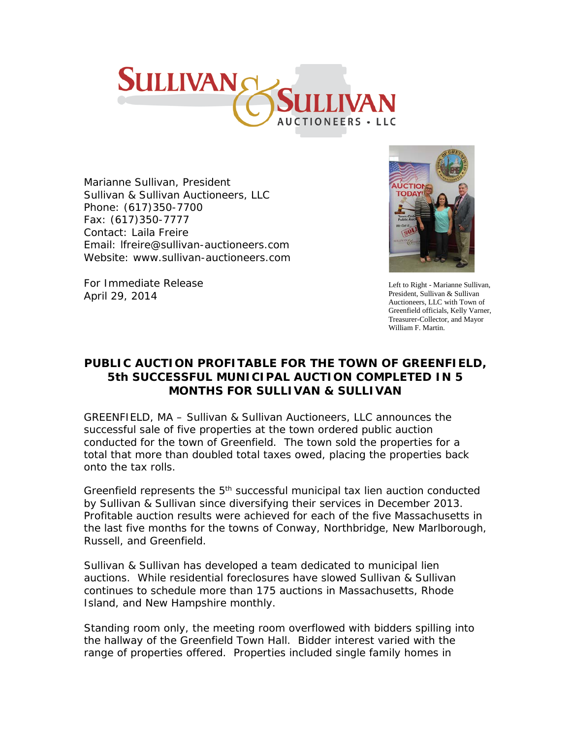SULLIVAN & SULLIVAN AUCTIONEERS • LLC

Marianne Sullivan, President
Sullivan & Sullivan Auctioneers, LLC
Phone: (617)350-7700
Fax: (617)350-7777
Contact: Laila Freire
Email: lfreire@sullivan-auctioneers.com
Website: www.sullivan-auctioneers.com

For Immediate Release
April 29, 2014

Left to Right - Marianne Sullivan, President, Sullivan & Sullivan Auctioneers, LLC with Town of Greenfield officials, Kelly Varner, Treasurer-Collector, and Mayor William F. Martin.

## PUBLIC AUCTION PROFITABLE FOR THE TOWN OF GREENFIELD, 5th SUCCESSFUL MUNICIPAL AUCTION COMPLETED IN 5 MONTHS FOR SULLIVAN & SULLIVAN

GREENFIELD, MA – Sullivan & Sullivan Auctioneers, LLC announces the successful sale of five properties at the town ordered public auction conducted for the town of Greenfield. The town sold the properties for a total that more than doubled total taxes owed, placing the properties back onto the tax rolls.

Greenfield represents the 5th successful municipal tax lien auction conducted by Sullivan & Sullivan since diversifying their services in December 2013. Profitable auction results were achieved for each of the five Massachusetts in the last five months for the towns of Conway, Northbridge, New Marlborough, Russell, and Greenfield.

Sullivan & Sullivan has developed a team dedicated to municipal lien auctions. While residential foreclosures have slowed Sullivan & Sullivan continues to schedule more than 175 auctions in Massachusetts, Rhode Island, and New Hampshire monthly.

Standing room only, the meeting room overflowed with bidders spilling into the hallway of the Greenfield Town Hall. Bidder interest varied with the range of properties offered. Properties included single family homes in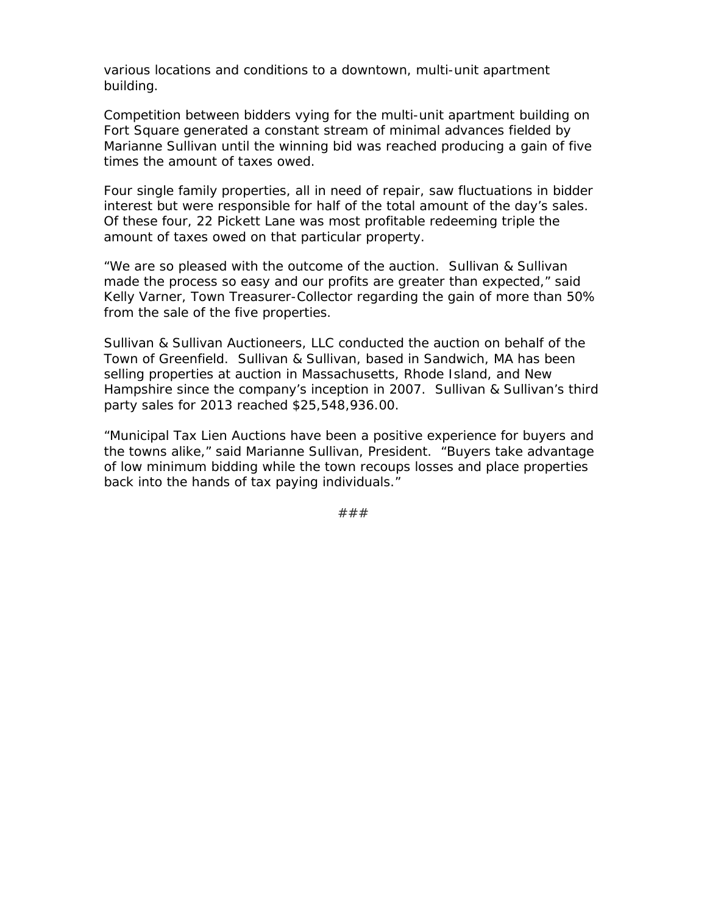various locations and conditions to a downtown, multi-unit apartment building.

Competition between bidders vying for the multi-unit apartment building on Fort Square generated a constant stream of minimal advances fielded by Marianne Sullivan until the winning bid was reached producing a gain of five times the amount of taxes owed.

Four single family properties, all in need of repair, saw fluctuations in bidder interest but were responsible for half of the total amount of the day's sales. Of these four, 22 Pickett Lane was most profitable redeeming triple the amount of taxes owed on that particular property.

"We are so pleased with the outcome of the auction. Sullivan & Sullivan made the process so easy and our profits are greater than expected," said Kelly Varner, Town Treasurer-Collector regarding the gain of more than 50% from the sale of the five properties.

Sullivan & Sullivan Auctioneers, LLC conducted the auction on behalf of the Town of Greenfield. Sullivan & Sullivan, based in Sandwich, MA has been selling properties at auction in Massachusetts, Rhode Island, and New Hampshire since the company's inception in 2007. Sullivan & Sullivan's third party sales for 2013 reached $25,548,936.00.

"Municipal Tax Lien Auctions have been a positive experience for buyers and the towns alike," said Marianne Sullivan, President. "Buyers take advantage of low minimum bidding while the town recoups losses and place properties back into the hands of tax paying individuals."

###